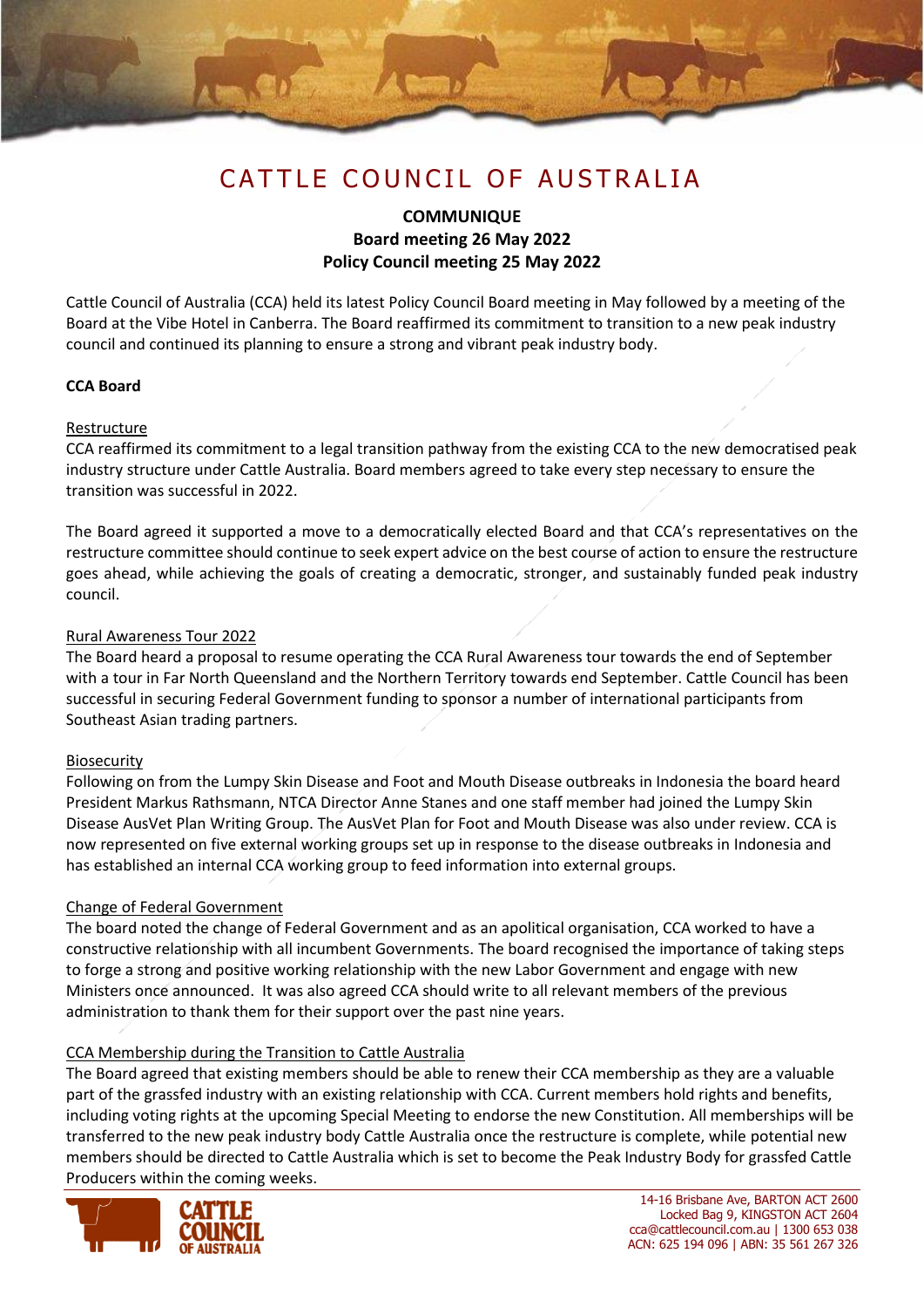# CATTLE COUNCIL OF AUSTRALIA

**COMMUNIQUE**
**Board meeting 26 May 2022**
**Policy Council meeting 25 May 2022**

Cattle Council of Australia (CCA) held its latest Policy Council Board meeting in May followed by a meeting of the Board at the Vibe Hotel in Canberra. The Board reaffirmed its commitment to transition to a new peak industry council and continued its planning to ensure a strong and vibrant peak industry body.

**CCA Board**

Restructure

CCA reaffirmed its commitment to a legal transition pathway from the existing CCA to the new democratised peak industry structure under Cattle Australia. Board members agreed to take every step necessary to ensure the transition was successful in 2022.

The Board agreed it supported a move to a democratically elected Board and that CCA's representatives on the restructure committee should continue to seek expert advice on the best course of action to ensure the restructure goes ahead, while achieving the goals of creating a democratic, stronger, and sustainably funded peak industry council.

Rural Awareness Tour 2022

The Board heard a proposal to resume operating the CCA Rural Awareness tour towards the end of September with a tour in Far North Queensland and the Northern Territory towards end September. Cattle Council has been successful in securing Federal Government funding to sponsor a number of international participants from Southeast Asian trading partners.

Biosecurity

Following on from the Lumpy Skin Disease and Foot and Mouth Disease outbreaks in Indonesia the board heard President Markus Rathsmann, NTCA Director Anne Stanes and one staff member had joined the Lumpy Skin Disease AusVet Plan Writing Group. The AusVet Plan for Foot and Mouth Disease was also under review. CCA is now represented on five external working groups set up in response to the disease outbreaks in Indonesia and has established an internal CCA working group to feed information into external groups.

Change of Federal Government

The board noted the change of Federal Government and as an apolitical organisation, CCA worked to have a constructive relationship with all incumbent Governments. The board recognised the importance of taking steps to forge a strong and positive working relationship with the new Labor Government and engage with new Ministers once announced. It was also agreed CCA should write to all relevant members of the previous administration to thank them for their support over the past nine years.

CCA Membership during the Transition to Cattle Australia

The Board agreed that existing members should be able to renew their CCA membership as they are a valuable part of the grassfed industry with an existing relationship with CCA. Current members hold rights and benefits, including voting rights at the upcoming Special Meeting to endorse the new Constitution. All memberships will be transferred to the new peak industry body Cattle Australia once the restructure is complete, while potential new members should be directed to Cattle Australia which is set to become the Peak Industry Body for grassfed Cattle Producers within the coming weeks.

14-16 Brisbane Ave, BARTON ACT 2600
Locked Bag 9, KINGSTON ACT 2604
cca@cattlecouncil.com.au | 1300 653 038
ACN: 625 194 096 | ABN: 35 561 267 326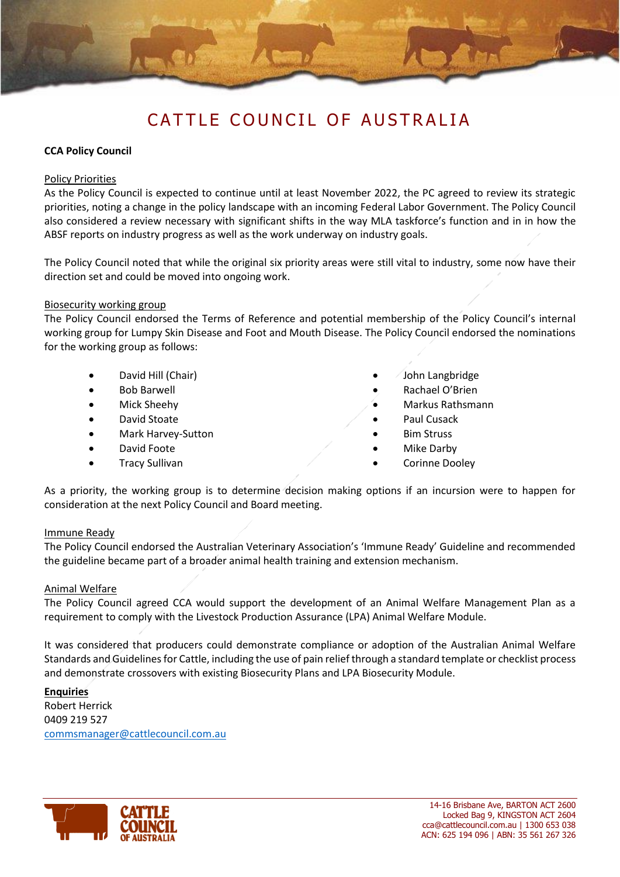# CATTLE COUNCIL OF AUSTRALIA

**CCA Policy Council**

Policy Priorities

As the Policy Council is expected to continue until at least November 2022, the PC agreed to review its strategic priorities, noting a change in the policy landscape with an incoming Federal Labor Government. The Policy Council also considered a review necessary with significant shifts in the way MLA taskforce's function and in in how the ABSF reports on industry progress as well as the work underway on industry goals.

The Policy Council noted that while the original six priority areas were still vital to industry, some now have their direction set and could be moved into ongoing work.

Biosecurity working group

The Policy Council endorsed the Terms of Reference and potential membership of the Policy Council's internal working group for Lumpy Skin Disease and Foot and Mouth Disease. The Policy Council endorsed the nominations for the working group as follows:

- David Hill (Chair)
- Bob Barwell
- Mick Sheehy
- David Stoate
- Mark Harvey-Sutton
- David Foote
- Tracy Sullivan
- John Langbridge
- Rachael O'Brien
- Markus Rathsmann
- Paul Cusack
- Bim Struss
- Mike Darby
- Corinne Dooley

As a priority, the working group is to determine decision making options if an incursion were to happen for consideration at the next Policy Council and Board meeting.

Immune Ready

The Policy Council endorsed the Australian Veterinary Association's 'Immune Ready' Guideline and recommended the guideline became part of a broader animal health training and extension mechanism.

Animal Welfare

The Policy Council agreed CCA would support the development of an Animal Welfare Management Plan as a requirement to comply with the Livestock Production Assurance (LPA) Animal Welfare Module.

It was considered that producers could demonstrate compliance or adoption of the Australian Animal Welfare Standards and Guidelines for Cattle, including the use of pain relief through a standard template or checklist process and demonstrate crossovers with existing Biosecurity Plans and LPA Biosecurity Module.

**Enquiries**
Robert Herrick
0409 219 527
commsmanager@cattlecouncil.com.au

14-16 Brisbane Ave, BARTON ACT 2600
Locked Bag 9, KINGSTON ACT 2604
cca@cattlecouncil.com.au | 1300 653 038
ACN: 625 194 096 | ABN: 35 561 267 326